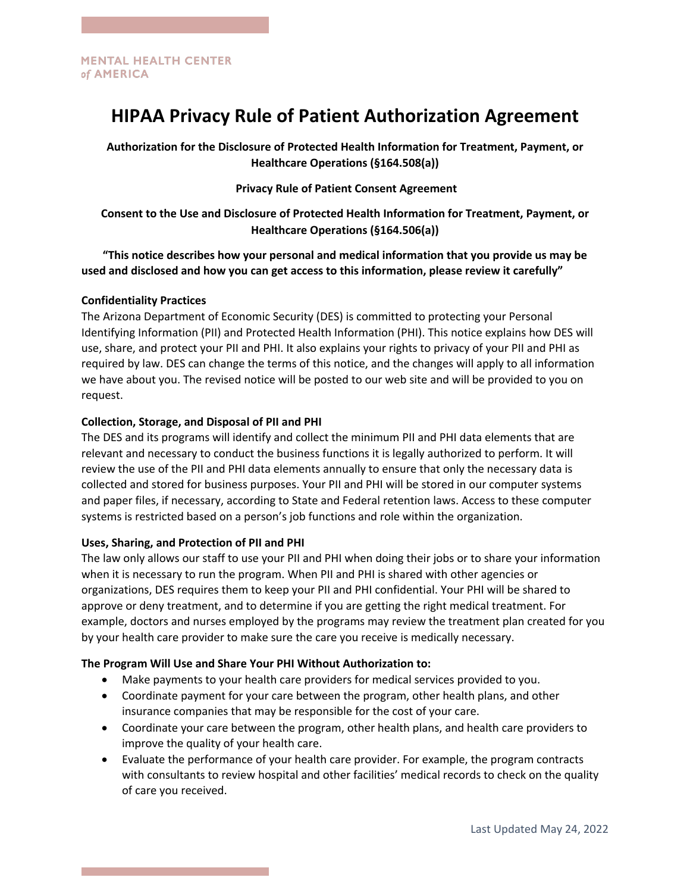MENTAL HEALTH CENTER
*of* AMERICA

# HIPAA Privacy Rule of Patient Authorization Agreement

**Authorization for the Disclosure of Protected Health Information for Treatment, Payment, or Healthcare Operations (§164.508(a))**

**Privacy Rule of Patient Consent Agreement**

**Consent to the Use and Disclosure of Protected Health Information for Treatment, Payment, or Healthcare Operations (§164.506(a))**

**"This notice describes how your personal and medical information that you provide us may be used and disclosed and how you can get access to this information, please review it carefully"**

**Confidentiality Practices**

The Arizona Department of Economic Security (DES) is committed to protecting your Personal Identifying Information (PII) and Protected Health Information (PHI). This notice explains how DES will use, share, and protect your PII and PHI. It also explains your rights to privacy of your PII and PHI as required by law. DES can change the terms of this notice, and the changes will apply to all information we have about you. The revised notice will be posted to our web site and will be provided to you on request.

**Collection, Storage, and Disposal of PII and PHI**

The DES and its programs will identify and collect the minimum PII and PHI data elements that are relevant and necessary to conduct the business functions it is legally authorized to perform. It will review the use of the PII and PHI data elements annually to ensure that only the necessary data is collected and stored for business purposes. Your PII and PHI will be stored in our computer systems and paper files, if necessary, according to State and Federal retention laws. Access to these computer systems is restricted based on a person's job functions and role within the organization.

**Uses, Sharing, and Protection of PII and PHI**

The law only allows our staff to use your PII and PHI when doing their jobs or to share your information when it is necessary to run the program. When PII and PHI is shared with other agencies or organizations, DES requires them to keep your PII and PHI confidential. Your PHI will be shared to approve or deny treatment, and to determine if you are getting the right medical treatment. For example, doctors and nurses employed by the programs may review the treatment plan created for you by your health care provider to make sure the care you receive is medically necessary.

**The Program Will Use and Share Your PHI Without Authorization to:**

- Make payments to your health care providers for medical services provided to you.
- Coordinate payment for your care between the program, other health plans, and other insurance companies that may be responsible for the cost of your care.
- Coordinate your care between the program, other health plans, and health care providers to improve the quality of your health care.
- Evaluate the performance of your health care provider. For example, the program contracts with consultants to review hospital and other facilities' medical records to check on the quality of care you received.

Last Updated May 24, 2022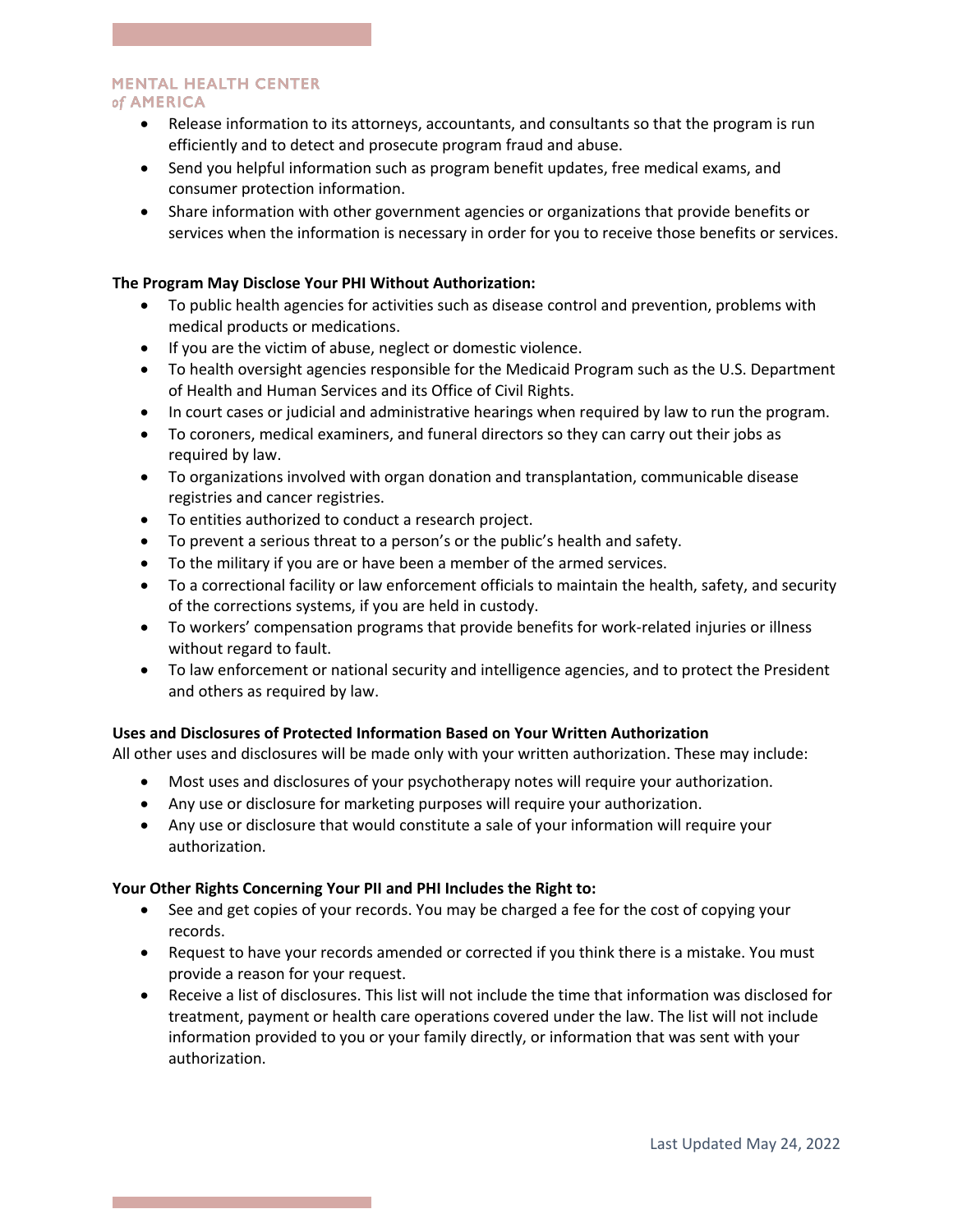- Release information to its attorneys, accountants, and consultants so that the program is run efficiently and to detect and prosecute program fraud and abuse.
- Send you helpful information such as program benefit updates, free medical exams, and consumer protection information.
- Share information with other government agencies or organizations that provide benefits or services when the information is necessary in order for you to receive those benefits or services.

**The Program May Disclose Your PHI Without Authorization:**

- To public health agencies for activities such as disease control and prevention, problems with medical products or medications.
- If you are the victim of abuse, neglect or domestic violence.
- To health oversight agencies responsible for the Medicaid Program such as the U.S. Department of Health and Human Services and its Office of Civil Rights.
- In court cases or judicial and administrative hearings when required by law to run the program.
- To coroners, medical examiners, and funeral directors so they can carry out their jobs as required by law.
- To organizations involved with organ donation and transplantation, communicable disease registries and cancer registries.
- To entities authorized to conduct a research project.
- To prevent a serious threat to a person's or the public's health and safety.
- To the military if you are or have been a member of the armed services.
- To a correctional facility or law enforcement officials to maintain the health, safety, and security of the corrections systems, if you are held in custody.
- To workers' compensation programs that provide benefits for work-related injuries or illness without regard to fault.
- To law enforcement or national security and intelligence agencies, and to protect the President and others as required by law.

**Uses and Disclosures of Protected Information Based on Your Written Authorization**

All other uses and disclosures will be made only with your written authorization. These may include:

- Most uses and disclosures of your psychotherapy notes will require your authorization.
- Any use or disclosure for marketing purposes will require your authorization.
- Any use or disclosure that would constitute a sale of your information will require your authorization.

**Your Other Rights Concerning Your PII and PHI Includes the Right to:**

- See and get copies of your records. You may be charged a fee for the cost of copying your records.
- Request to have your records amended or corrected if you think there is a mistake. You must provide a reason for your request.
- Receive a list of disclosures. This list will not include the time that information was disclosed for treatment, payment or health care operations covered under the law. The list will not include information provided to you or your family directly, or information that was sent with your authorization.

Last Updated May 24, 2022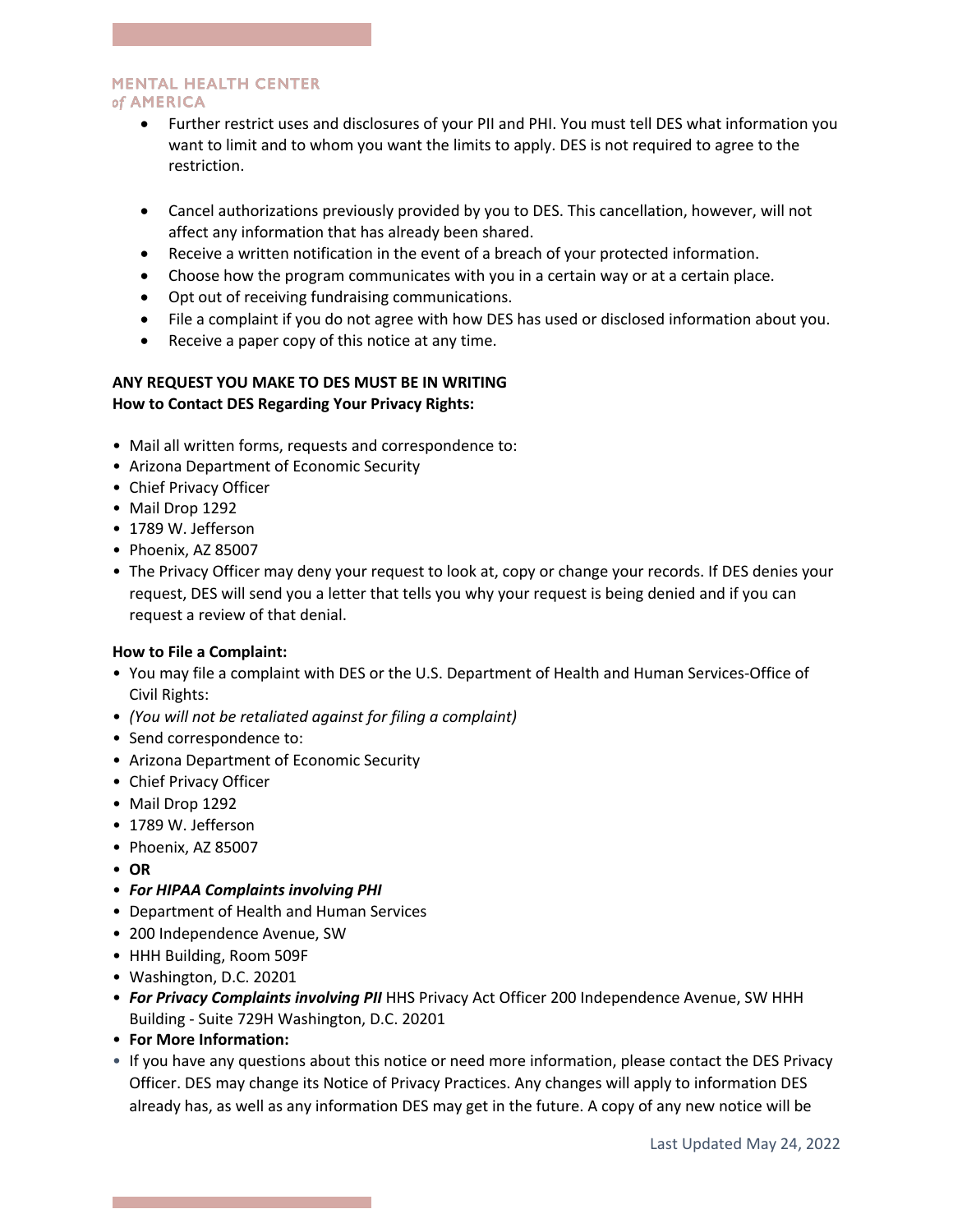- Further restrict uses and disclosures of your PII and PHI. You must tell DES what information you want to limit and to whom you want the limits to apply. DES is not required to agree to the restriction.

- Cancel authorizations previously provided by you to DES. This cancellation, however, will not affect any information that has already been shared.
- Receive a written notification in the event of a breach of your protected information.
- Choose how the program communicates with you in a certain way or at a certain place.
- Opt out of receiving fundraising communications.
- File a complaint if you do not agree with how DES has used or disclosed information about you.
- Receive a paper copy of this notice at any time.

**ANY REQUEST YOU MAKE TO DES MUST BE IN WRITING**
**How to Contact DES Regarding Your Privacy Rights:**

- Mail all written forms, requests and correspondence to:
- Arizona Department of Economic Security
- Chief Privacy Officer
- Mail Drop 1292
- 1789 W. Jefferson
- Phoenix, AZ 85007
- The Privacy Officer may deny your request to look at, copy or change your records. If DES denies your request, DES will send you a letter that tells you why your request is being denied and if you can request a review of that denial.

**How to File a Complaint:**

- You may file a complaint with DES or the U.S. Department of Health and Human Services-Office of Civil Rights:
- *(You will not be retaliated against for filing a complaint)*
- Send correspondence to:
- Arizona Department of Economic Security
- Chief Privacy Officer
- Mail Drop 1292
- 1789 W. Jefferson
- Phoenix, AZ 85007
- **OR**
- ***For HIPAA Complaints involving PHI***
- Department of Health and Human Services
- 200 Independence Avenue, SW
- HHH Building, Room 509F
- Washington, D.C. 20201
- ***For Privacy Complaints involving PII*** HHS Privacy Act Officer 200 Independence Avenue, SW HHH Building - Suite 729H Washington, D.C. 20201
- **For More Information:**
- If you have any questions about this notice or need more information, please contact the DES Privacy Officer. DES may change its Notice of Privacy Practices. Any changes will apply to information DES already has, as well as any information DES may get in the future. A copy of any new notice will be

Last Updated May 24, 2022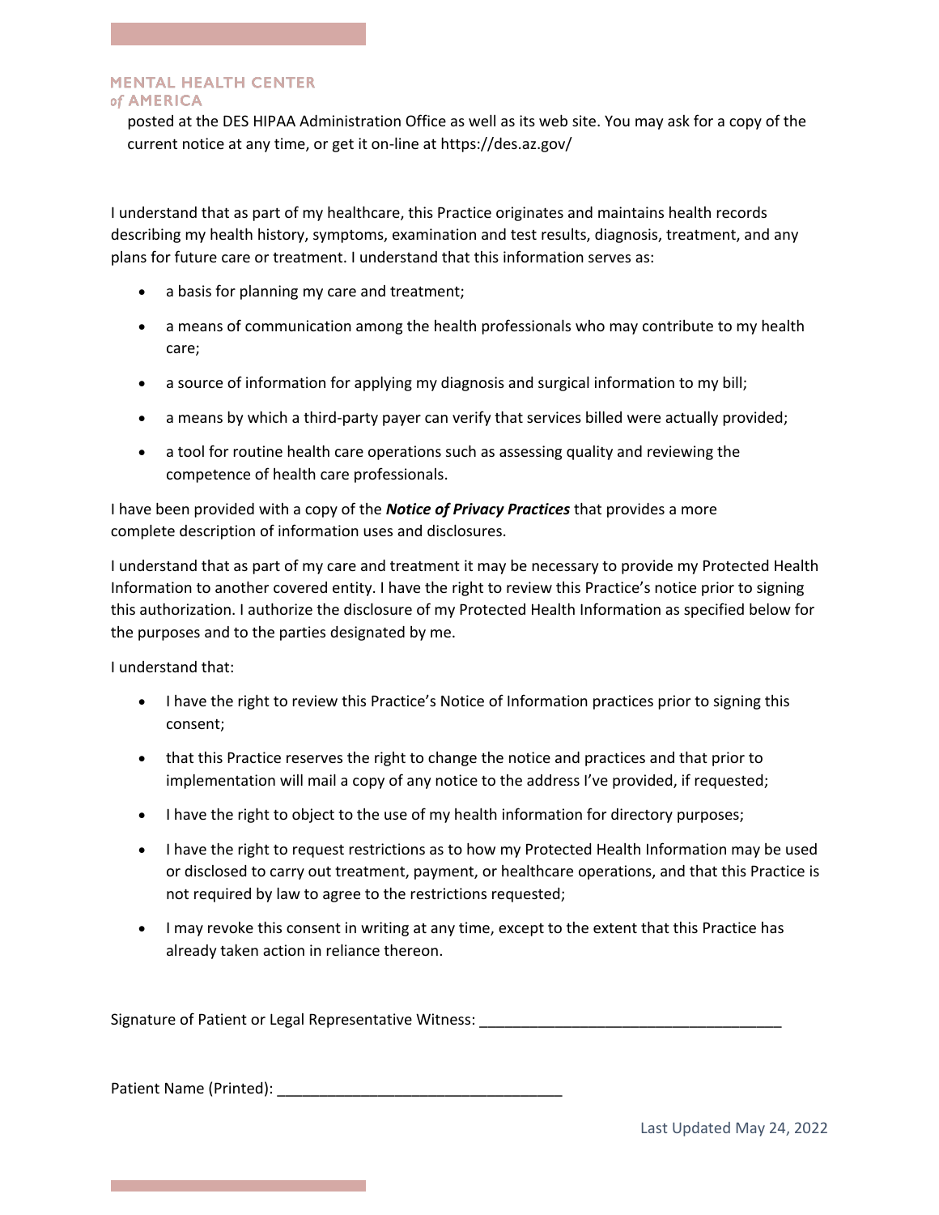posted at the DES HIPAA Administration Office as well as its web site. You may ask for a copy of the current notice at any time, or get it on-line at https://des.az.gov/

I understand that as part of my healthcare, this Practice originates and maintains health records describing my health history, symptoms, examination and test results, diagnosis, treatment, and any plans for future care or treatment. I understand that this information serves as:

- a basis for planning my care and treatment;
- a means of communication among the health professionals who may contribute to my health care;
- a source of information for applying my diagnosis and surgical information to my bill;
- a means by which a third-party payer can verify that services billed were actually provided;
- a tool for routine health care operations such as assessing quality and reviewing the competence of health care professionals.

I have been provided with a copy of the ***Notice of Privacy Practices*** that provides a more complete description of information uses and disclosures.

I understand that as part of my care and treatment it may be necessary to provide my Protected Health Information to another covered entity. I have the right to review this Practice's notice prior to signing this authorization. I authorize the disclosure of my Protected Health Information as specified below for the purposes and to the parties designated by me.

I understand that:

- I have the right to review this Practice's Notice of Information practices prior to signing this consent;
- that this Practice reserves the right to change the notice and practices and that prior to implementation will mail a copy of any notice to the address I've provided, if requested;
- I have the right to object to the use of my health information for directory purposes;
- I have the right to request restrictions as to how my Protected Health Information may be used or disclosed to carry out treatment, payment, or healthcare operations, and that this Practice is not required by law to agree to the restrictions requested;
- I may revoke this consent in writing at any time, except to the extent that this Practice has already taken action in reliance thereon.

Signature of Patient or Legal Representative Witness: ____________________________________

Patient Name (Printed): _________________________________

Last Updated May 24, 2022